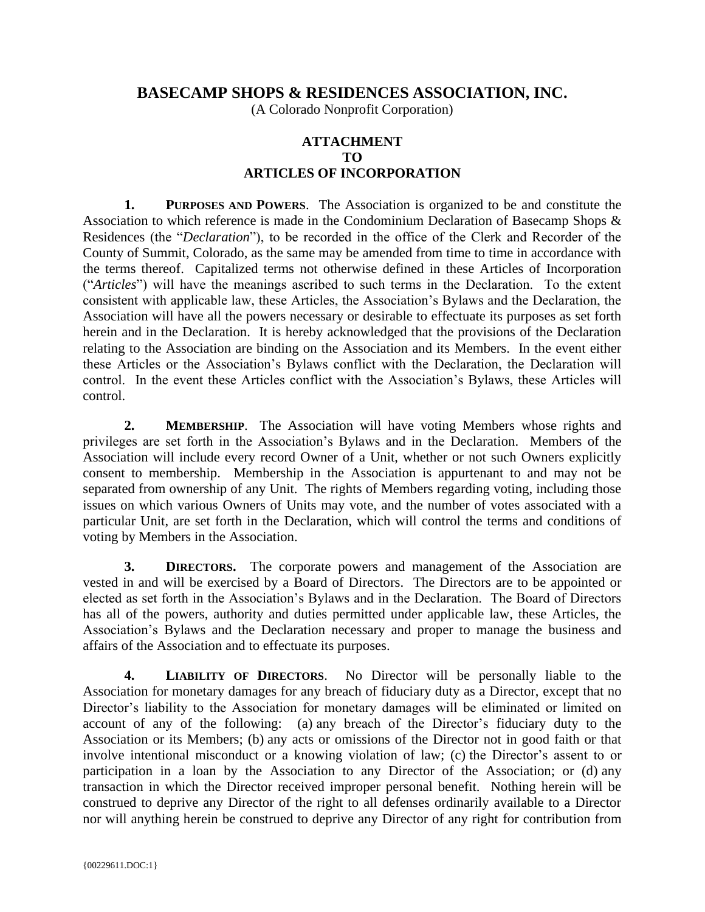# BASECAMP SHOPS & RESIDENCES ASSOCIATION, INC.

(A Colorado Nonprofit Corporation)

## ATTACHMENT
## TO
## ARTICLES OF INCORPORATION

**1. PURPOSES AND POWERS**. The Association is organized to be and constitute the Association to which reference is made in the Condominium Declaration of Basecamp Shops & Residences (the "*Declaration*"), to be recorded in the office of the Clerk and Recorder of the County of Summit, Colorado, as the same may be amended from time to time in accordance with the terms thereof. Capitalized terms not otherwise defined in these Articles of Incorporation ("*Articles*") will have the meanings ascribed to such terms in the Declaration. To the extent consistent with applicable law, these Articles, the Association's Bylaws and the Declaration, the Association will have all the powers necessary or desirable to effectuate its purposes as set forth herein and in the Declaration. It is hereby acknowledged that the provisions of the Declaration relating to the Association are binding on the Association and its Members. In the event either these Articles or the Association's Bylaws conflict with the Declaration, the Declaration will control. In the event these Articles conflict with the Association's Bylaws, these Articles will control.

**2. MEMBERSHIP**. The Association will have voting Members whose rights and privileges are set forth in the Association's Bylaws and in the Declaration. Members of the Association will include every record Owner of a Unit, whether or not such Owners explicitly consent to membership. Membership in the Association is appurtenant to and may not be separated from ownership of any Unit. The rights of Members regarding voting, including those issues on which various Owners of Units may vote, and the number of votes associated with a particular Unit, are set forth in the Declaration, which will control the terms and conditions of voting by Members in the Association.

**3. DIRECTORS.** The corporate powers and management of the Association are vested in and will be exercised by a Board of Directors. The Directors are to be appointed or elected as set forth in the Association's Bylaws and in the Declaration. The Board of Directors has all of the powers, authority and duties permitted under applicable law, these Articles, the Association's Bylaws and the Declaration necessary and proper to manage the business and affairs of the Association and to effectuate its purposes.

**4. LIABILITY OF DIRECTORS**. No Director will be personally liable to the Association for monetary damages for any breach of fiduciary duty as a Director, except that no Director's liability to the Association for monetary damages will be eliminated or limited on account of any of the following: (a) any breach of the Director's fiduciary duty to the Association or its Members; (b) any acts or omissions of the Director not in good faith or that involve intentional misconduct or a knowing violation of law; (c) the Director's assent to or participation in a loan by the Association to any Director of the Association; or (d) any transaction in which the Director received improper personal benefit. Nothing herein will be construed to deprive any Director of the right to all defenses ordinarily available to a Director nor will anything herein be construed to deprive any Director of any right for contribution from

{00229611.DOC:1}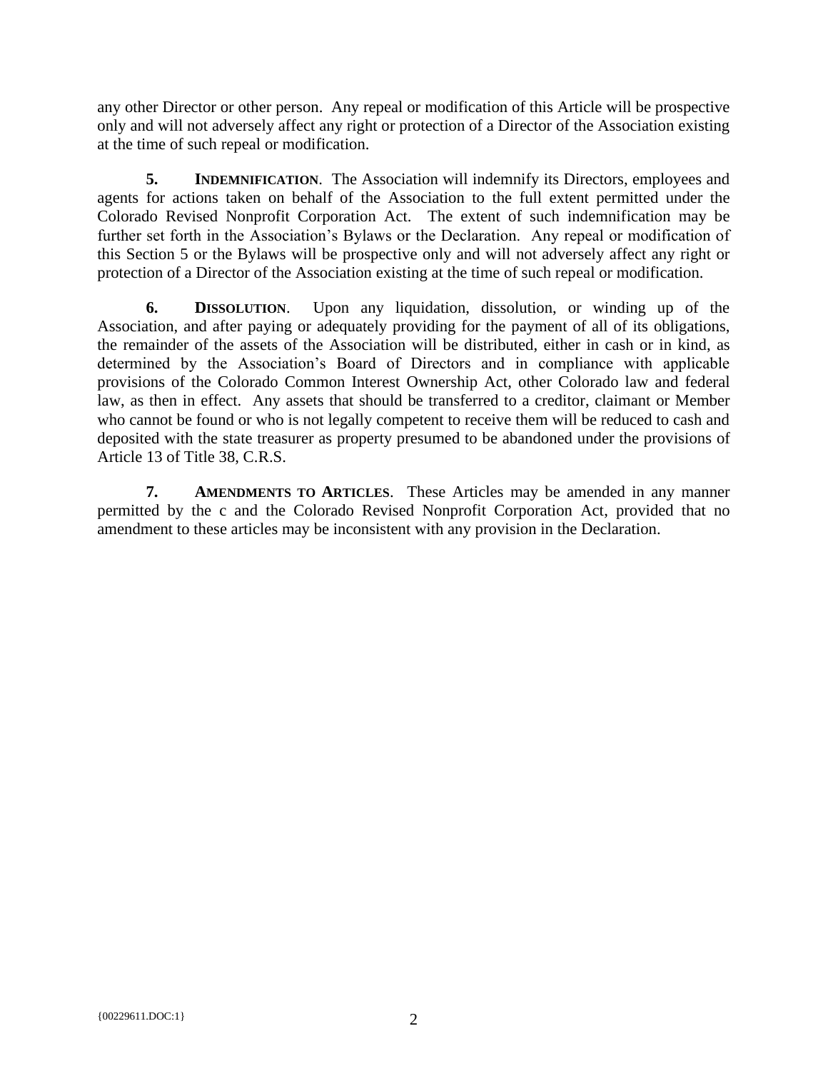any other Director or other person. Any repeal or modification of this Article will be prospective only and will not adversely affect any right or protection of a Director of the Association existing at the time of such repeal or modification.

**5. INDEMNIFICATION**. The Association will indemnify its Directors, employees and agents for actions taken on behalf of the Association to the full extent permitted under the Colorado Revised Nonprofit Corporation Act. The extent of such indemnification may be further set forth in the Association's Bylaws or the Declaration. Any repeal or modification of this Section 5 or the Bylaws will be prospective only and will not adversely affect any right or protection of a Director of the Association existing at the time of such repeal or modification.

**6. DISSOLUTION**. Upon any liquidation, dissolution, or winding up of the Association, and after paying or adequately providing for the payment of all of its obligations, the remainder of the assets of the Association will be distributed, either in cash or in kind, as determined by the Association's Board of Directors and in compliance with applicable provisions of the Colorado Common Interest Ownership Act, other Colorado law and federal law, as then in effect. Any assets that should be transferred to a creditor, claimant or Member who cannot be found or who is not legally competent to receive them will be reduced to cash and deposited with the state treasurer as property presumed to be abandoned under the provisions of Article 13 of Title 38, C.R.S.

**7. AMENDMENTS TO ARTICLES**. These Articles may be amended in any manner permitted by the c and the Colorado Revised Nonprofit Corporation Act, provided that no amendment to these articles may be inconsistent with any provision in the Declaration.

{00229611.DOC:1}